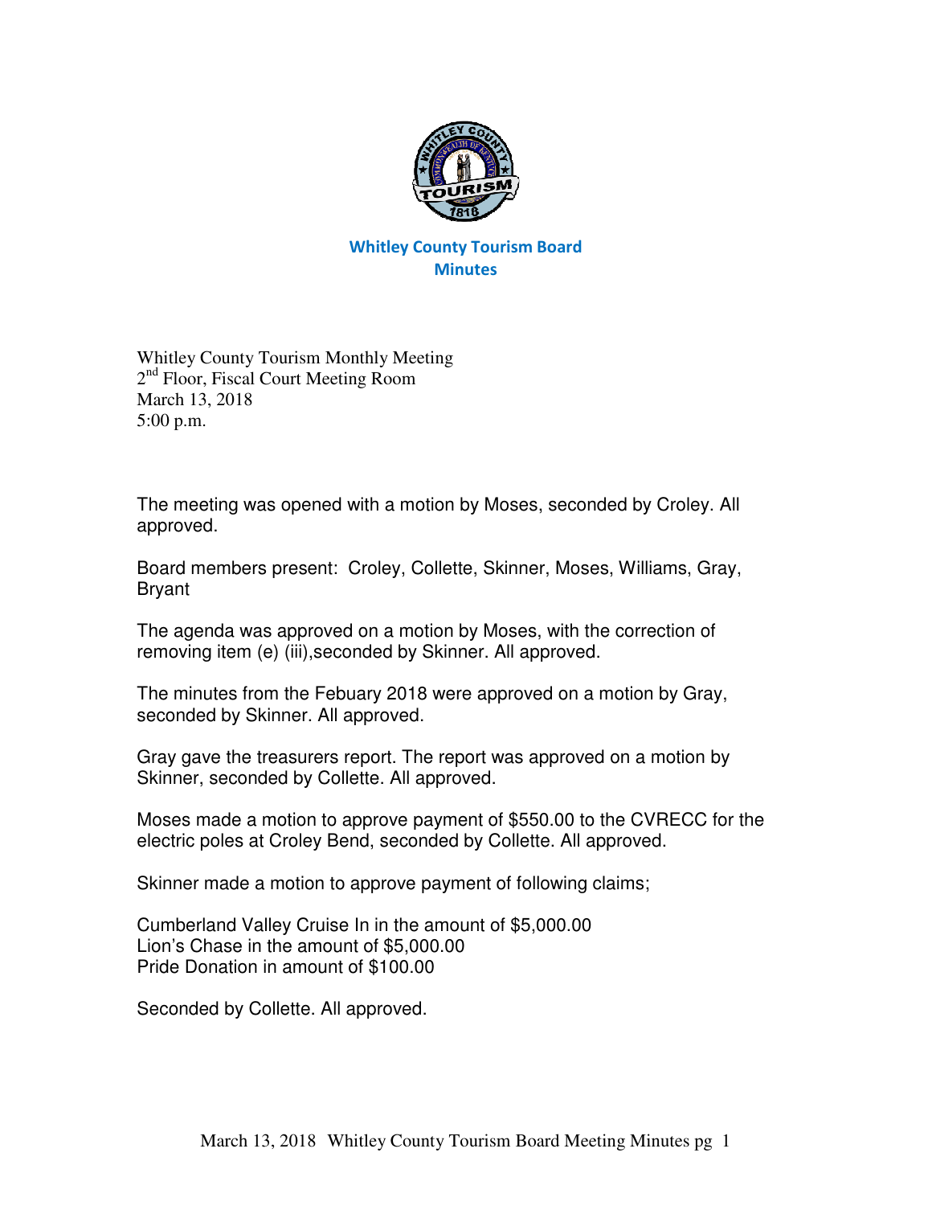# Whitley County Tourism Board
## Minutes

Whitley County Tourism Monthly Meeting
2nd Floor, Fiscal Court Meeting Room
March 13, 2018
5:00 p.m.

The meeting was opened with a motion by Moses, seconded by Croley. All approved.

Board members present: Croley, Collette, Skinner, Moses, Williams, Gray, Bryant

The agenda was approved on a motion by Moses, with the correction of removing item (e) (iii),seconded by Skinner. All approved.

The minutes from the Febuary 2018 were approved on a motion by Gray, seconded by Skinner. All approved.

Gray gave the treasurers report. The report was approved on a motion by Skinner, seconded by Collette. All approved.

Moses made a motion to approve payment of $550.00 to the CVRECC for the electric poles at Croley Bend, seconded by Collette. All approved.

Skinner made a motion to approve payment of following claims;

Cumberland Valley Cruise In in the amount of $5,000.00
Lion's Chase in the amount of $5,000.00
Pride Donation in amount of $100.00

Seconded by Collette. All approved.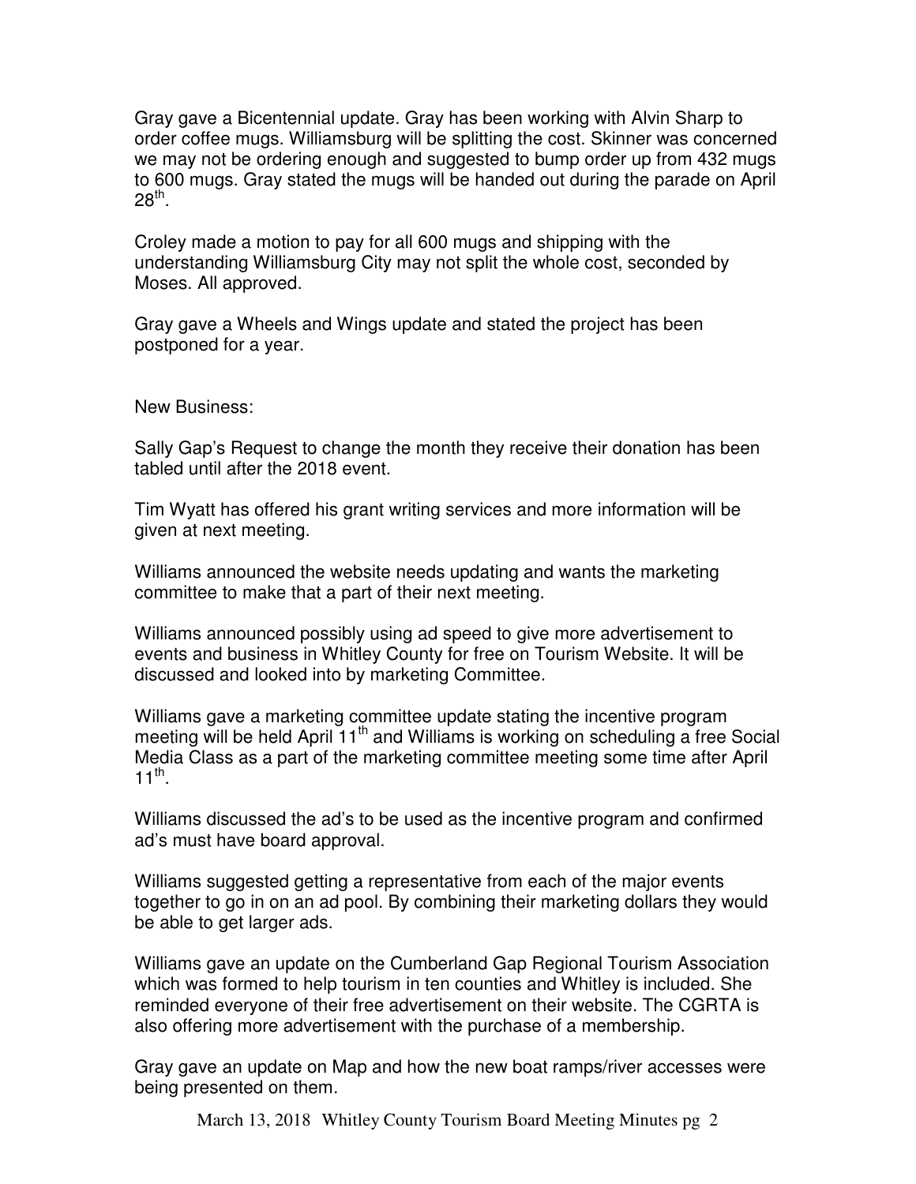Gray gave a Bicentennial update. Gray has been working with Alvin Sharp to order coffee mugs. Williamsburg will be splitting the cost. Skinner was concerned we may not be ordering enough and suggested to bump order up from 432 mugs to 600 mugs. Gray stated the mugs will be handed out during the parade on April 28th.

Croley made a motion to pay for all 600 mugs and shipping with the understanding Williamsburg City may not split the whole cost, seconded by Moses. All approved.

Gray gave a Wheels and Wings update and stated the project has been postponed for a year.

New Business:

Sally Gap's Request to change the month they receive their donation has been tabled until after the 2018 event.

Tim Wyatt has offered his grant writing services and more information will be given at next meeting.

Williams announced the website needs updating and wants the marketing committee to make that a part of their next meeting.

Williams announced possibly using ad speed to give more advertisement to events and business in Whitley County for free on Tourism Website. It will be discussed and looked into by marketing Committee.

Williams gave a marketing committee update stating the incentive program meeting will be held April 11th and Williams is working on scheduling a free Social Media Class as a part of the marketing committee meeting some time after April 11th.

Williams discussed the ad's to be used as the incentive program and confirmed ad's must have board approval.

Williams suggested getting a representative from each of the major events together to go in on an ad pool. By combining their marketing dollars they would be able to get larger ads.

Williams gave an update on the Cumberland Gap Regional Tourism Association which was formed to help tourism in ten counties and Whitley is included. She reminded everyone of their free advertisement on their website. The CGRTA is also offering more advertisement with the purchase of a membership.

Gray gave an update on Map and how the new boat ramps/river accesses were being presented on them.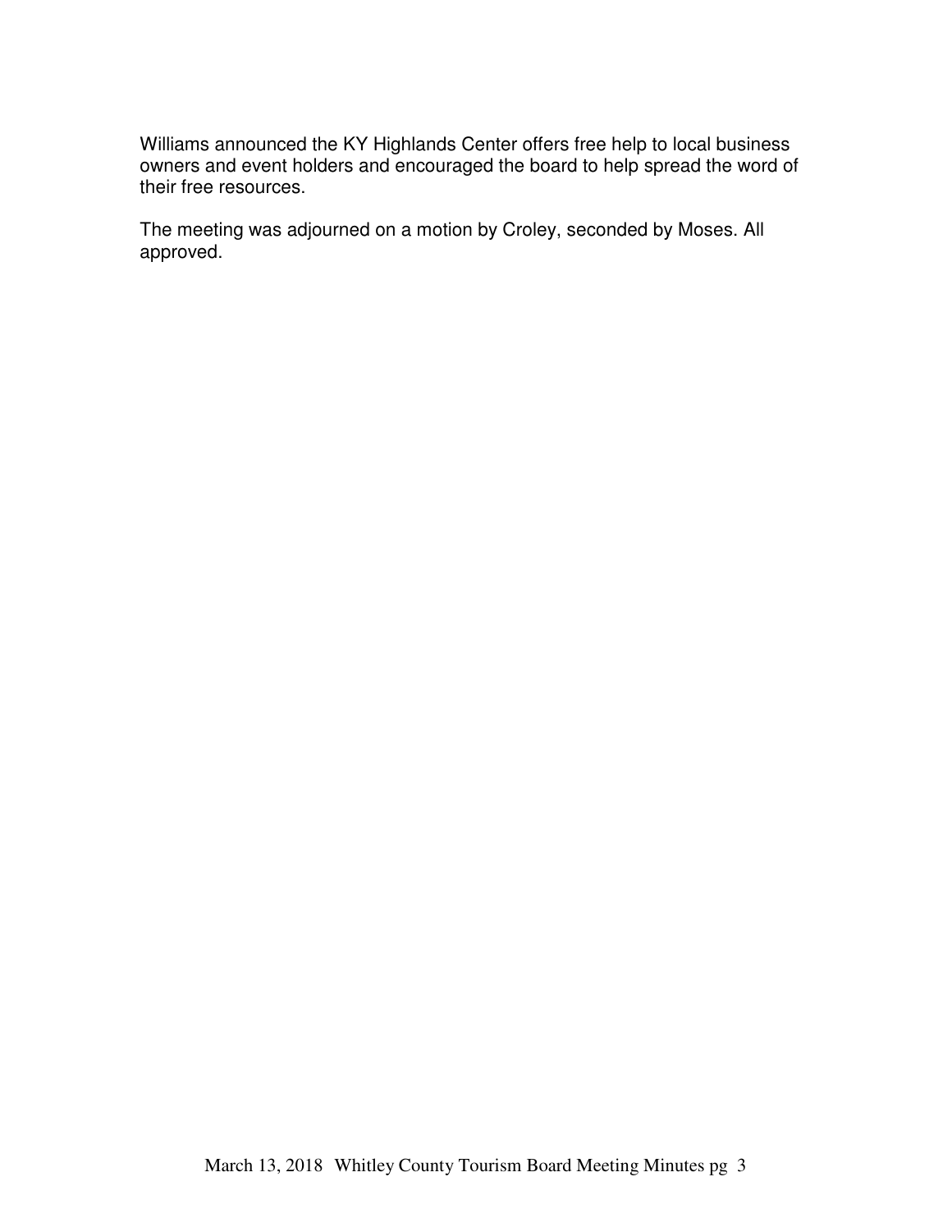Williams announced the KY Highlands Center offers free help to local business owners and event holders and encouraged the board to help spread the word of their free resources.

The meeting was adjourned on a motion by Croley, seconded by Moses. All approved.